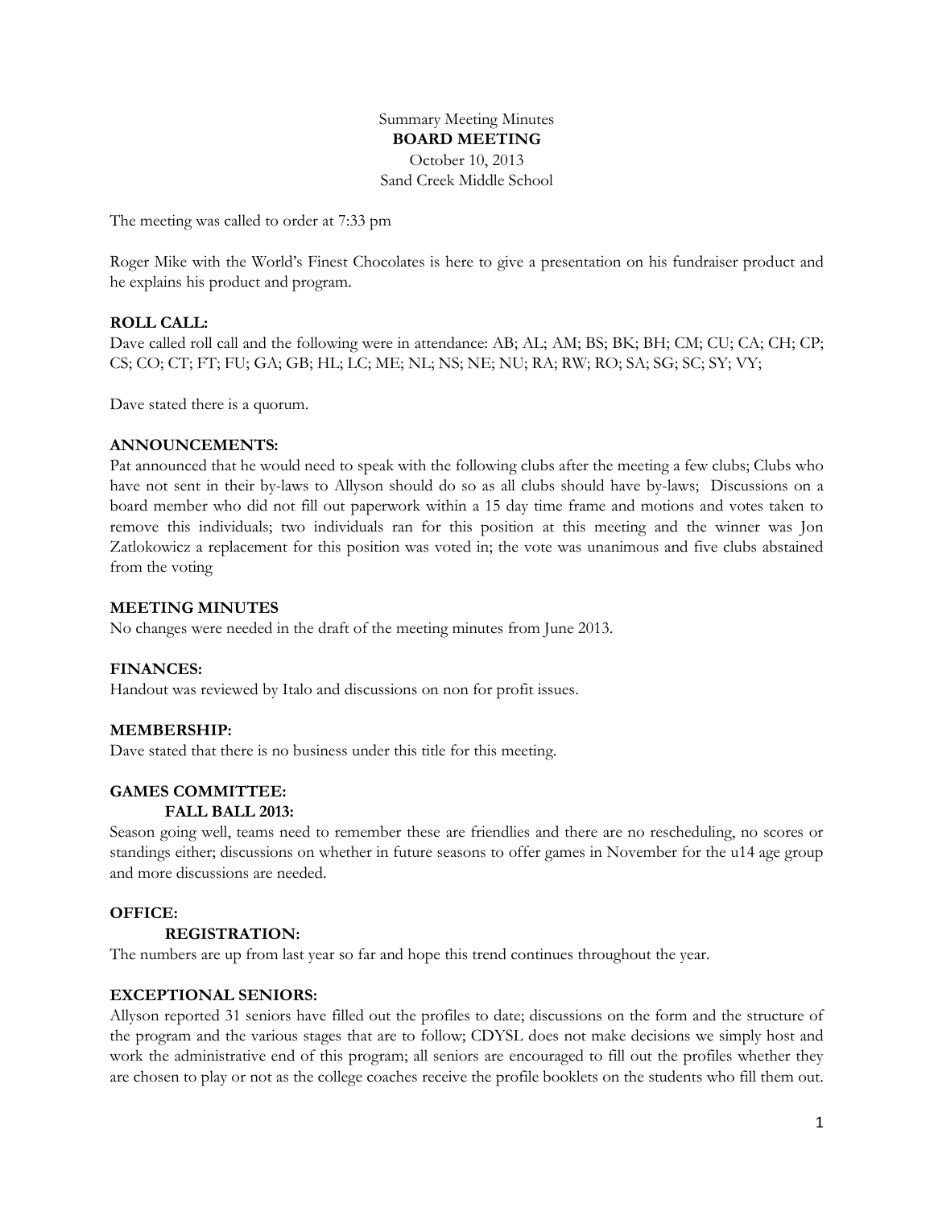Summary Meeting Minutes

**BOARD MEETING**

October 10, 2013

Sand Creek Middle School

The meeting was called to order at 7:33 pm

Roger Mike with the World's Finest Chocolates is here to give a presentation on his fundraiser product and he explains his product and program.

**ROLL CALL:**

Dave called roll call and the following were in attendance: AB; AL; AM; BS; BK; BH; CM; CU; CA; CH; CP; CS; CO; CT; FT; FU; GA; GB; HL; LC; ME; NL; NS; NE; NU; RA; RW; RO; SA; SG; SC; SY; VY;

Dave stated there is a quorum.

**ANNOUNCEMENTS:**

Pat announced that he would need to speak with the following clubs after the meeting a few clubs; Clubs who have not sent in their by-laws to Allyson should do so as all clubs should have by-laws; Discussions on a board member who did not fill out paperwork within a 15 day time frame and motions and votes taken to remove this individuals; two individuals ran for this position at this meeting and the winner was Jon Zatlokowicz a replacement for this position was voted in; the vote was unanimous and five clubs abstained from the voting

**MEETING MINUTES**

No changes were needed in the draft of the meeting minutes from June 2013.

**FINANCES:**

Handout was reviewed by Italo and discussions on non for profit issues.

**MEMBERSHIP:**

Dave stated that there is no business under this title for this meeting.

**GAMES COMMITTEE:**

**FALL BALL 2013:**

Season going well, teams need to remember these are friendlies and there are no rescheduling, no scores or standings either; discussions on whether in future seasons to offer games in November for the u14 age group and more discussions are needed.

**OFFICE:**

**REGISTRATION:**

The numbers are up from last year so far and hope this trend continues throughout the year.

**EXCEPTIONAL SENIORS:**

Allyson reported 31 seniors have filled out the profiles to date; discussions on the form and the structure of the program and the various stages that are to follow; CDYSL does not make decisions we simply host and work the administrative end of this program; all seniors are encouraged to fill out the profiles whether they are chosen to play or not as the college coaches receive the profile booklets on the students who fill them out.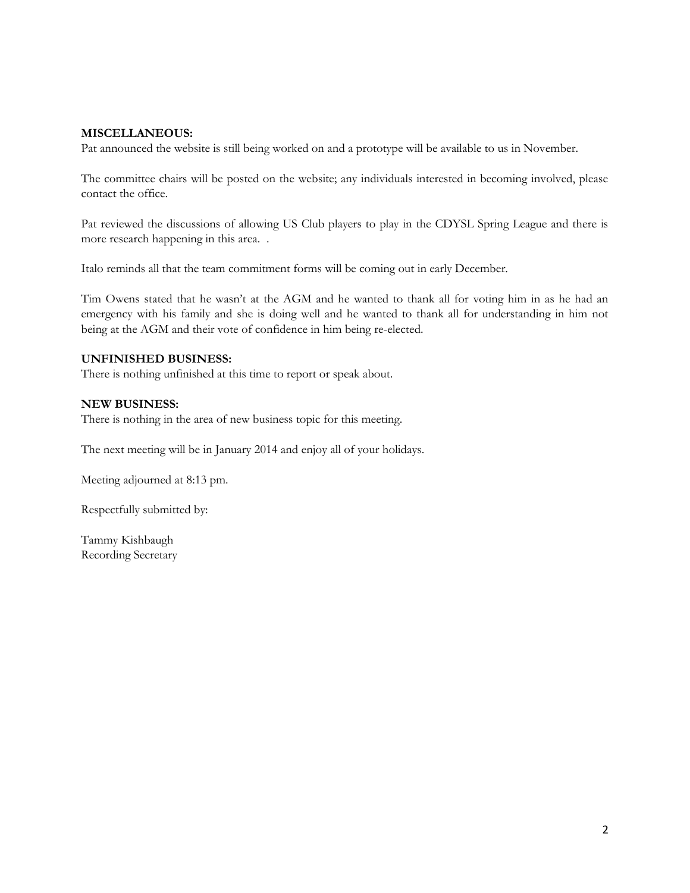**MISCELLANEOUS:**
Pat announced the website is still being worked on and a prototype will be available to us in November.

The committee chairs will be posted on the website; any individuals interested in becoming involved, please contact the office.

Pat reviewed the discussions of allowing US Club players to play in the CDYSL Spring League and there is more research happening in this area. .

Italo reminds all that the team commitment forms will be coming out in early December.

Tim Owens stated that he wasn't at the AGM and he wanted to thank all for voting him in as he had an emergency with his family and she is doing well and he wanted to thank all for understanding in him not being at the AGM and their vote of confidence in him being re-elected.

**UNFINISHED BUSINESS:**
There is nothing unfinished at this time to report or speak about.

**NEW BUSINESS:**
There is nothing in the area of new business topic for this meeting.

The next meeting will be in January 2014 and enjoy all of your holidays.

Meeting adjourned at 8:13 pm.

Respectfully submitted by:

Tammy Kishbaugh
Recording Secretary